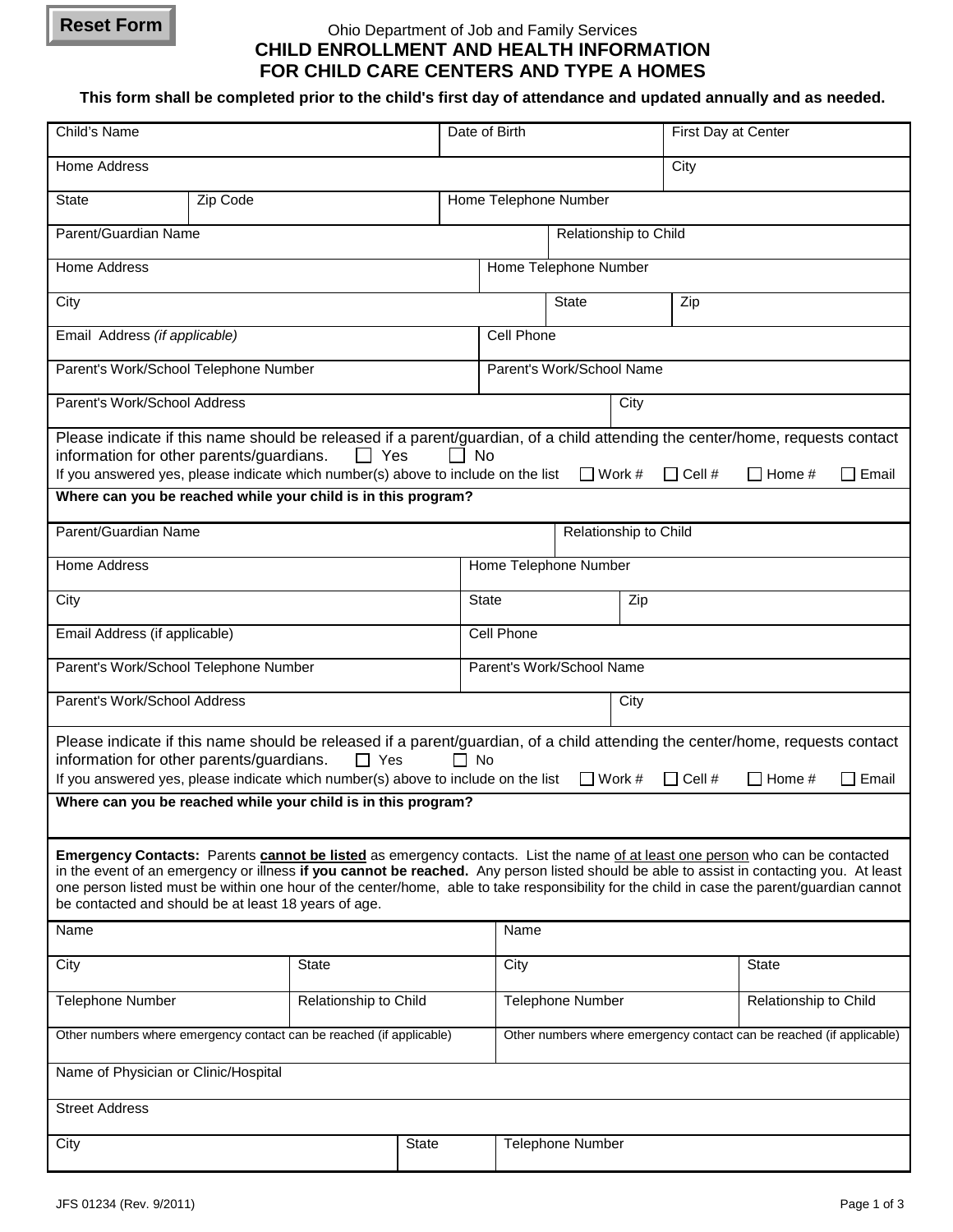Ohio Department of Job and Family Services

# CHILD ENROLLMENT AND HEALTH INFORMATION FOR CHILD CARE CENTERS AND TYPE A HOMES

**This form shall be completed prior to the child's first day of attendance and updated annually and as needed.**

| Child's Name | Date of Birth | First Day at Center |
|---|---|---|
| | | |

| Home Address | City |
|---|---|
| | |

| State | Zip Code | Home Telephone Number |
|---|---|---|
| | | |

| Parent/Guardian Name | Relationship to Child |
|---|---|
| | |

| Home Address | Home Telephone Number |
|---|---|
| | |

| City | State | Zip |
|---|---|---|
| | | |

| Email Address *(if applicable)* | Cell Phone |
|---|---|
| | |

| Parent's Work/School Telephone Number | Parent's Work/School Name |
|---|---|
| | |

| Parent's Work/School Address | City |
|---|---|
| | |

Please indicate if this name should be released if a parent/guardian, of a child attending the center/home, requests contact information for other parents/guardians. ☐ Yes ☐ No

If you answered yes, please indicate which number(s) above to include on the list ☐ Work # ☐ Cell # ☐ Home # ☐ Email

**Where can you be reached while your child is in this program?**

| Parent/Guardian Name | Relationship to Child |
|---|---|
| | |

| Home Address | Home Telephone Number |
|---|---|
| | |

| City | State | Zip |
|---|---|---|
| | | |

| Email Address (if applicable) | Cell Phone |
|---|---|
| | |

| Parent's Work/School Telephone Number | Parent's Work/School Name |
|---|---|
| | |

| Parent's Work/School Address | City |
|---|---|
| | |

Please indicate if this name should be released if a parent/guardian, of a child attending the center/home, requests contact information for other parents/guardians. ☐ Yes ☐ No

If you answered yes, please indicate which number(s) above to include on the list ☐ Work # ☐ Cell # ☐ Home # ☐ Email

**Where can you be reached while your child is in this program?**

**Emergency Contacts:** Parents **cannot be listed** as emergency contacts. List the name of at least one person who can be contacted in the event of an emergency or illness **if you cannot be reached.** Any person listed should be able to assist in contacting you. At least one person listed must be within one hour of the center/home, able to take responsibility for the child in case the parent/guardian cannot be contacted and should be at least 18 years of age.

| Name | | Name | |
|---|---|---|---|
| City | State | City | State |
| Telephone Number | Relationship to Child | Telephone Number | Relationship to Child |
| Other numbers where emergency contact can be reached (if applicable) | | Other numbers where emergency contact can be reached (if applicable) | |

| Name of Physician or Clinic/Hospital | | |
|---|---|---|
| Street Address | | |
| City | State | Telephone Number |

JFS 01234 (Rev. 9/2011)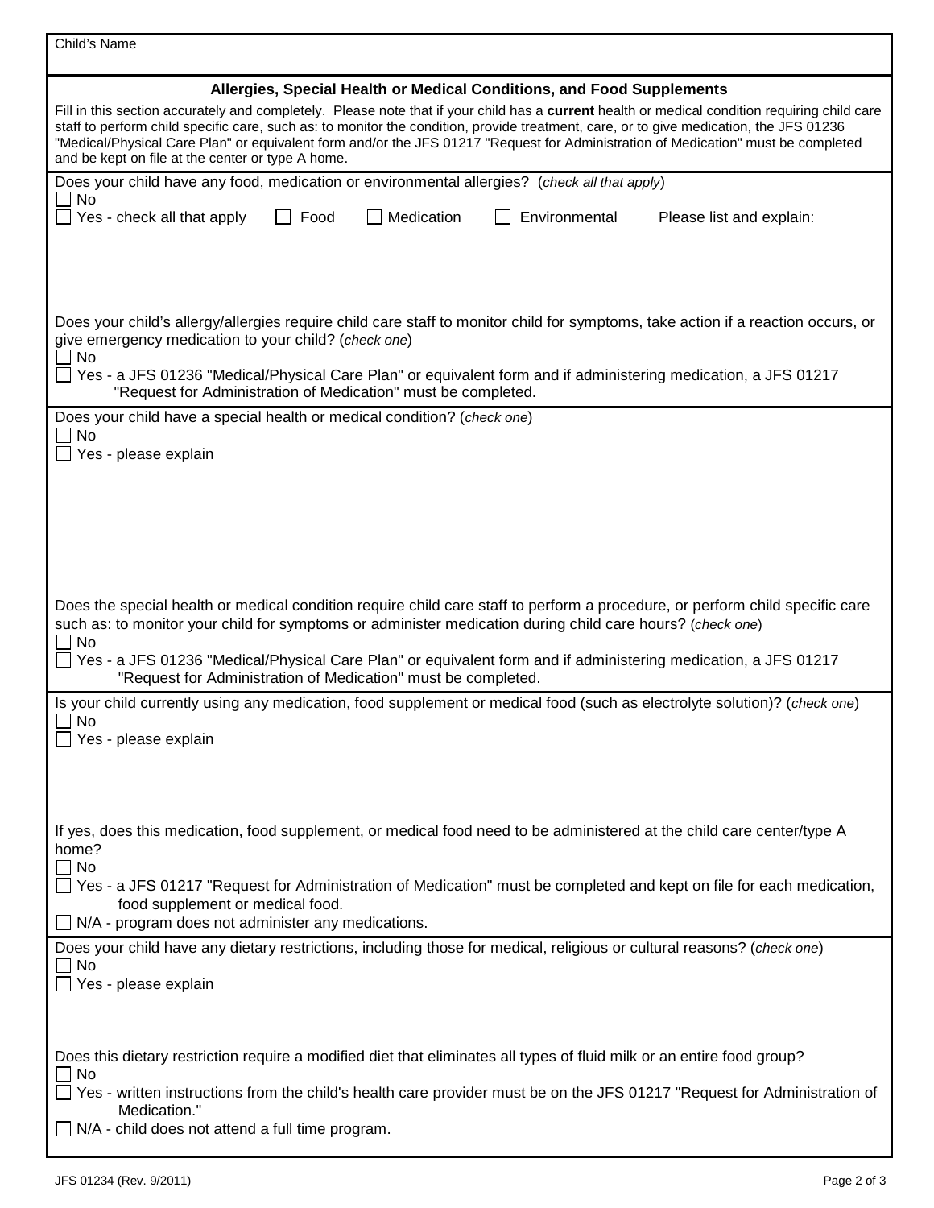Child's Name

## Allergies, Special Health or Medical Conditions, and Food Supplements

Fill in this section accurately and completely. Please note that if your child has a **current** health or medical condition requiring child care staff to perform child specific care, such as: to monitor the condition, provide treatment, care, or to give medication, the JFS 01236 "Medical/Physical Care Plan" or equivalent form and/or the JFS 01217 "Request for Administration of Medication" must be completed and be kept on file at the center or type A home.

Does your child have any food, medication or environmental allergies? (*check all that apply*)

- ☐ No
- ☐ Yes - check all that apply ☐ Food ☐ Medication ☐ Environmental Please list and explain:

Does your child's allergy/allergies require child care staff to monitor child for symptoms, take action if a reaction occurs, or give emergency medication to your child? (*check one*)

- ☐ No
- ☐ Yes - a JFS 01236 "Medical/Physical Care Plan" or equivalent form and if administering medication, a JFS 01217 "Request for Administration of Medication" must be completed.

Does your child have a special health or medical condition? (*check one*)

- ☐ No
- ☐ Yes - please explain

Does the special health or medical condition require child care staff to perform a procedure, or perform child specific care such as: to monitor your child for symptoms or administer medication during child care hours? (*check one*)

- ☐ No
- ☐ Yes - a JFS 01236 "Medical/Physical Care Plan" or equivalent form and if administering medication, a JFS 01217 "Request for Administration of Medication" must be completed.

Is your child currently using any medication, food supplement or medical food (such as electrolyte solution)? (*check one*)

- ☐ No
- ☐ Yes - please explain

If yes, does this medication, food supplement, or medical food need to be administered at the child care center/type A home?

- ☐ No
- ☐ Yes - a JFS 01217 "Request for Administration of Medication" must be completed and kept on file for each medication, food supplement or medical food.
- ☐ N/A - program does not administer any medications.

Does your child have any dietary restrictions, including those for medical, religious or cultural reasons? (*check one*)

- ☐ No
- ☐ Yes - please explain

Does this dietary restriction require a modified diet that eliminates all types of fluid milk or an entire food group?

- ☐ No
- ☐ Yes - written instructions from the child's health care provider must be on the JFS 01217 "Request for Administration of Medication."
- ☐ N/A - child does not attend a full time program.

JFS 01234 (Rev. 9/2011)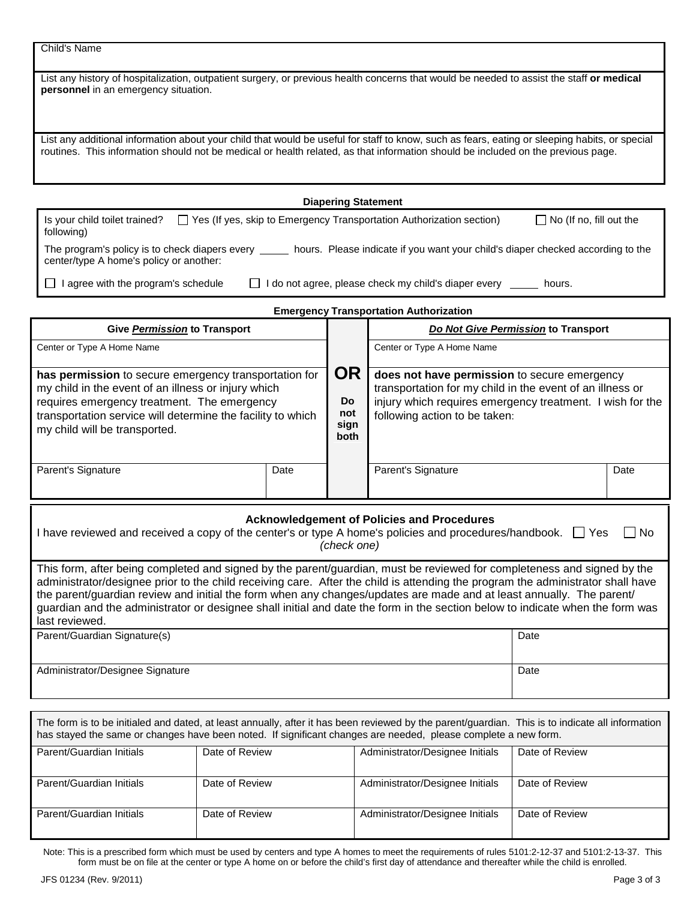| Child's Name |
| --- |
| List any history of hospitalization, outpatient surgery, or previous health concerns that would be needed to assist the staff **or medical personnel** in an emergency situation. |
| List any additional information about your child that would be useful for staff to know, such as fears, eating or sleeping habits, or special routines. This information should not be medical or health related, as that information should be included on the previous page. |

**Diapering Statement**

Is your child toilet trained? ☐ Yes (If yes, skip to Emergency Transportation Authorization section) ☐ No (If no, fill out the following)

The program's policy is to check diapers every _____ hours. Please indicate if you want your child's diaper checked according to the center/type A home's policy or another:

☐ I agree with the program's schedule ☐ I do not agree, please check my child's diaper every _____ hours.

**Emergency Transportation Authorization**

| Give ***Permission*** to Transport | | | ***Do Not Give Permission*** to Transport | |
| --- | --- | --- | --- | --- |
| Center or Type A Home Name | | **OR** | Center or Type A Home Name | |
| **has permission** to secure emergency transportation for my child in the event of an illness or injury which requires emergency treatment. The emergency transportation service will determine the facility to which my child will be transported. | | **Do not sign both** | **does not have permission** to secure emergency transportation for my child in the event of an illness or injury which requires emergency treatment. I wish for the following action to be taken: | |
| Parent's Signature | Date | | Parent's Signature | Date |

**Acknowledgement of Policies and Procedures**

I have reviewed and received a copy of the center's or type A home's policies and procedures/handbook. ☐ Yes ☐ No *(check one)*

This form, after being completed and signed by the parent/guardian, must be reviewed for completeness and signed by the administrator/designee prior to the child receiving care. After the child is attending the program the administrator shall have the parent/guardian review and initial the form when any changes/updates are made and at least annually. The parent/guardian and the administrator or designee shall initial and date the form in the section below to indicate when the form was last reviewed.

| Parent/Guardian Signature(s) | Date |
| --- | --- |
| Administrator/Designee Signature | Date |

The form is to be initialed and dated, at least annually, after it has been reviewed by the parent/guardian. This is to indicate all information has stayed the same or changes have been noted. If significant changes are needed, please complete a new form.

| Parent/Guardian Initials | Date of Review | Administrator/Designee Initials | Date of Review |
| --- | --- | --- | --- |
| Parent/Guardian Initials | Date of Review | Administrator/Designee Initials | Date of Review |
| Parent/Guardian Initials | Date of Review | Administrator/Designee Initials | Date of Review |

Note: This is a prescribed form which must be used by centers and type A homes to meet the requirements of rules 5101:2-12-37 and 5101:2-13-37. This form must be on file at the center or type A home on or before the child's first day of attendance and thereafter while the child is enrolled.

JFS 01234 (Rev. 9/2011)